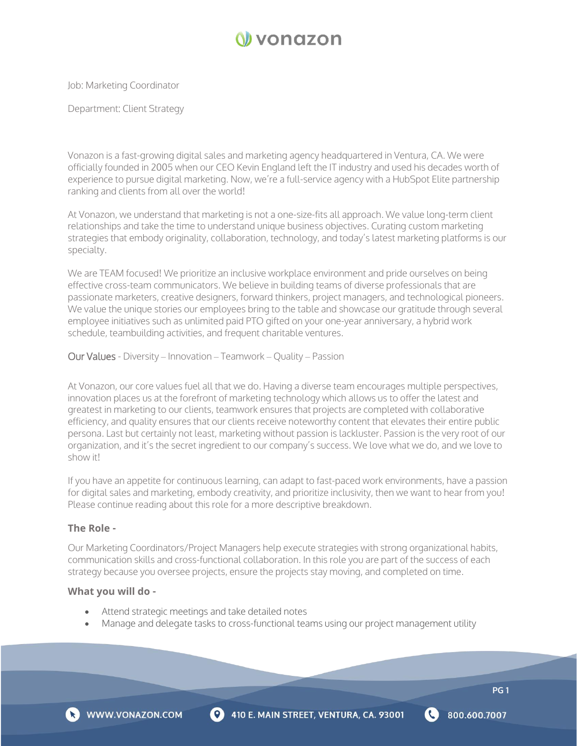Job: Marketing Coordinator

Department: Client Strategy

Vonazon is a fast-growing digital sales and marketing agency headquartered in Ventura, CA. We were officially founded in 2005 when our CEO Kevin England left the IT industry and used his decades worth of experience to pursue digital marketing. Now, we're a full-service agency with a HubSpot Elite partnership ranking and clients from all over the world!

At Vonazon, we understand that marketing is not a one-size-fits all approach. We value long-term client relationships and take the time to understand unique business objectives. Curating custom marketing strategies that embody originality, collaboration, technology, and today's latest marketing platforms is our specialty.

We are TEAM focused! We prioritize an inclusive workplace environment and pride ourselves on being effective cross-team communicators. We believe in building teams of diverse professionals that are passionate marketers, creative designers, forward thinkers, project managers, and technological pioneers. We value the unique stories our employees bring to the table and showcase our gratitude through several employee initiatives such as unlimited paid PTO gifted on your one-year anniversary, a hybrid work schedule, teambuilding activities, and frequent charitable ventures.

Our Values - Diversity – Innovation – Teamwork – Quality – Passion

At Vonazon, our core values fuel all that we do. Having a diverse team encourages multiple perspectives, innovation places us at the forefront of marketing technology which allows us to offer the latest and greatest in marketing to our clients, teamwork ensures that projects are completed with collaborative efficiency, and quality ensures that our clients receive noteworthy content that elevates their entire public persona. Last but certainly not least, marketing without passion is lackluster. Passion is the very root of our organization, and it's the secret ingredient to our company's success. We love what we do, and we love to show it!

If you have an appetite for continuous learning, can adapt to fast-paced work environments, have a passion for digital sales and marketing, embody creativity, and prioritize inclusivity, then we want to hear from you! Please continue reading about this role for a more descriptive breakdown.

### The Role -

Our Marketing Coordinators/Project Managers help execute strategies with strong organizational habits, communication skills and cross-functional collaboration. In this role you are part of the success of each strategy because you oversee projects, ensure the projects stay moving, and completed on time.

### What you will do -

- Attend strategic meetings and take detailed notes
- Manage and delegate tasks to cross-functional teams using our project management utility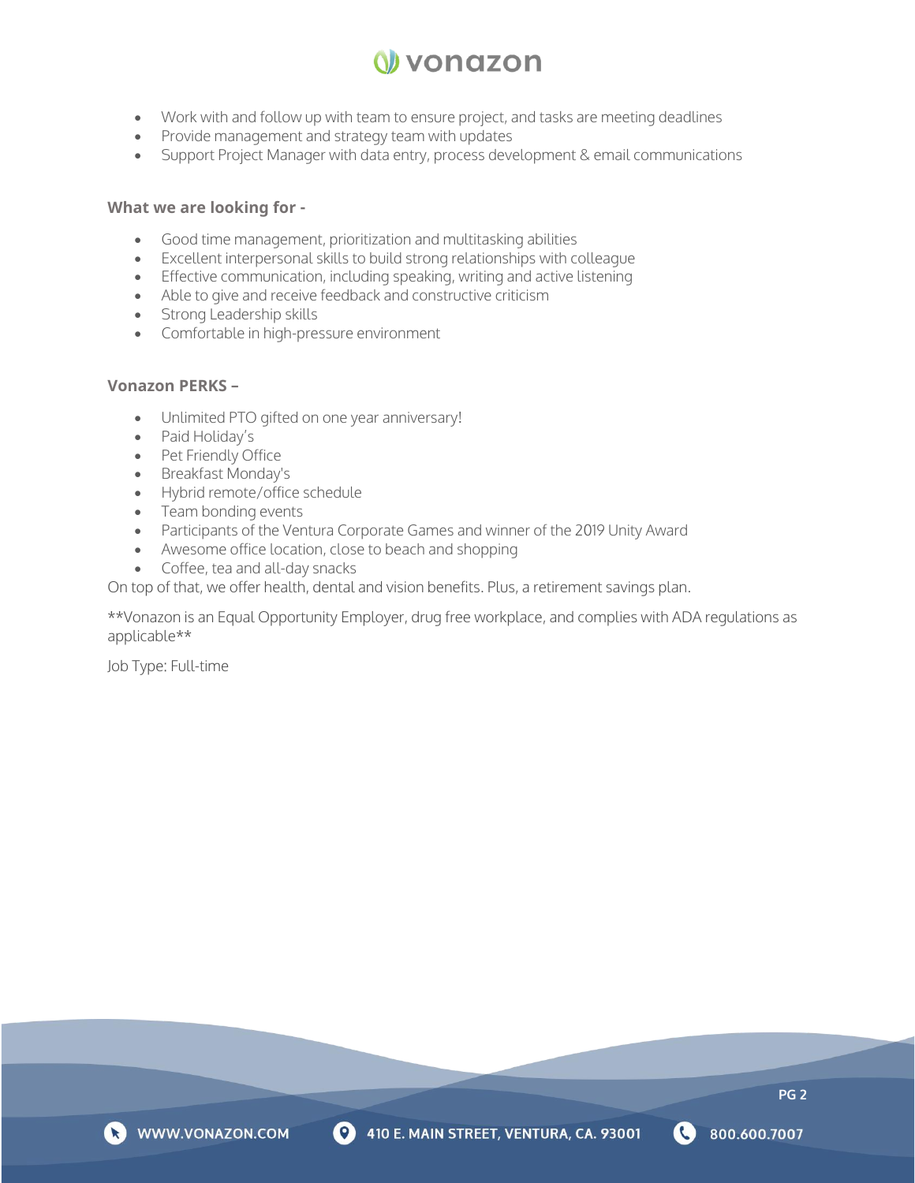- Work with and follow up with team to ensure project, and tasks are meeting deadlines
- Provide management and strategy team with updates
- Support Project Manager with data entry, process development & email communications

**What we are looking for -**

- Good time management, prioritization and multitasking abilities
- Excellent interpersonal skills to build strong relationships with colleague
- Effective communication, including speaking, writing and active listening
- Able to give and receive feedback and constructive criticism
- Strong Leadership skills
- Comfortable in high-pressure environment

**Vonazon PERKS –**

- Unlimited PTO gifted on one year anniversary!
- Paid Holiday's
- Pet Friendly Office
- Breakfast Monday's
- Hybrid remote/office schedule
- Team bonding events
- Participants of the Ventura Corporate Games and winner of the 2019 Unity Award
- Awesome office location, close to beach and shopping
- Coffee, tea and all-day snacks

On top of that, we offer health, dental and vision benefits. Plus, a retirement savings plan.

**Vonazon is an Equal Opportunity Employer, drug free workplace, and complies with ADA regulations as applicable**

Job Type: Full-time